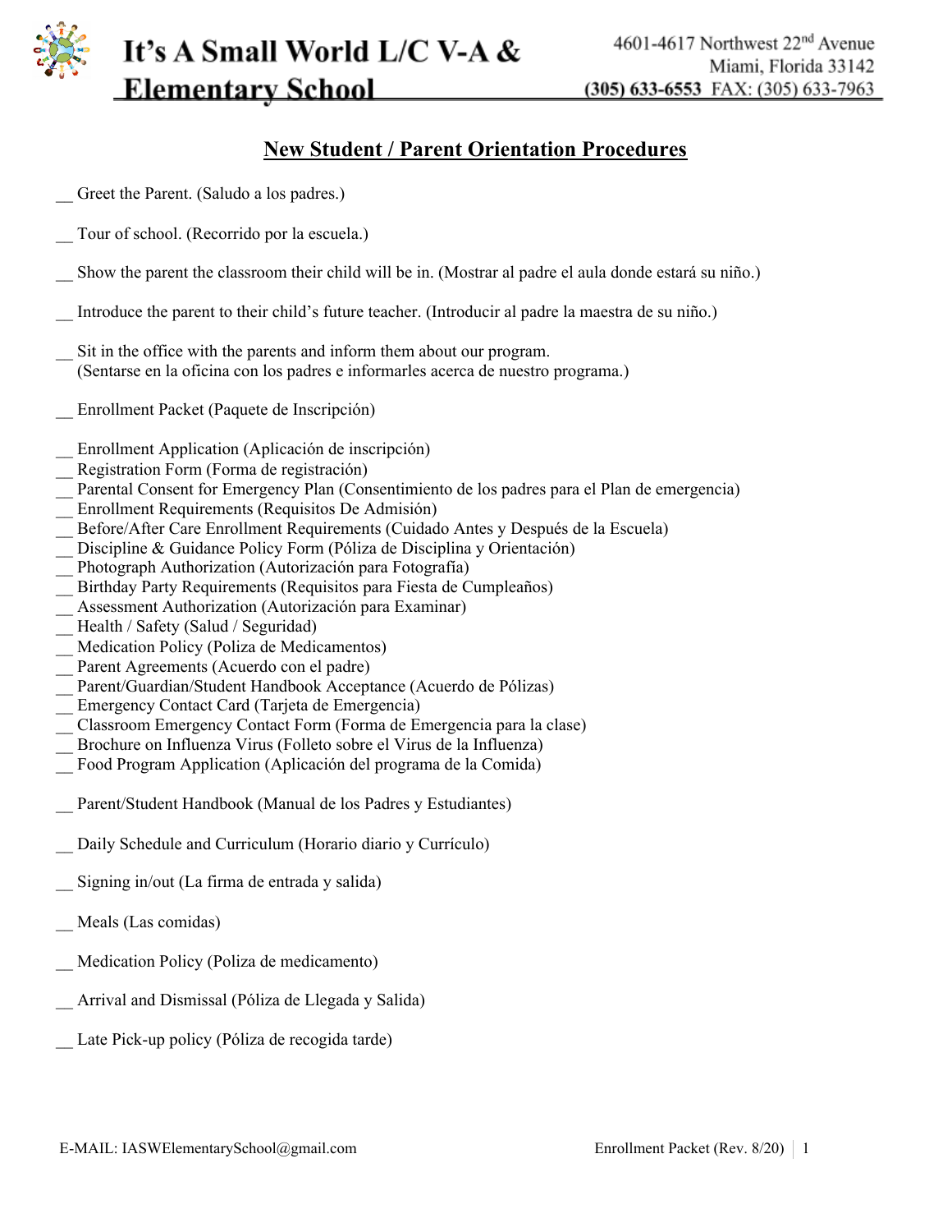# It's A Small World L/C V-A & Elementary School

4601-4617 Northwest 22nd Avenue
Miami, Florida 33142
**(305) 633-6553** FAX: (305) 633-7963

## New Student / Parent Orientation Procedures

__ Greet the Parent. (Saludo a los padres.)

__ Tour of school. (Recorrido por la escuela.)

__ Show the parent the classroom their child will be in. (Mostrar al padre el aula donde estará su niño.)

__ Introduce the parent to their child's future teacher. (Introducir al padre la maestra de su niño.)

__ Sit in the office with the parents and inform them about our program.
(Sentarse en la oficina con los padres e informarles acerca de nuestro programa.)

__ Enrollment Packet (Paquete de Inscripción)

__ Enrollment Application (Aplicación de inscripción)
__ Registration Form (Forma de registración)
__ Parental Consent for Emergency Plan (Consentimiento de los padres para el Plan de emergencia)
__ Enrollment Requirements (Requisitos De Admisión)
__ Before/After Care Enrollment Requirements (Cuidado Antes y Después de la Escuela)
__ Discipline & Guidance Policy Form (Póliza de Disciplina y Orientación)
__ Photograph Authorization (Autorización para Fotografía)
__ Birthday Party Requirements (Requisitos para Fiesta de Cumpleaños)
__ Assessment Authorization (Autorización para Examinar)
__ Health / Safety (Salud / Seguridad)
__ Medication Policy (Poliza de Medicamentos)
__ Parent Agreements (Acuerdo con el padre)
__ Parent/Guardian/Student Handbook Acceptance (Acuerdo de Pólizas)
__ Emergency Contact Card (Tarjeta de Emergencia)
__ Classroom Emergency Contact Form (Forma de Emergencia para la clase)
__ Brochure on Influenza Virus (Folleto sobre el Virus de la Influenza)
__ Food Program Application (Aplicación del programa de la Comida)

__ Parent/Student Handbook (Manual de los Padres y Estudiantes)

__ Daily Schedule and Curriculum (Horario diario y Currículo)

__ Signing in/out (La firma de entrada y salida)

__ Meals (Las comidas)

__ Medication Policy (Poliza de medicamento)

__ Arrival and Dismissal (Póliza de Llegada y Salida)

__ Late Pick-up policy (Póliza de recogida tarde)

E-MAIL: IASWElementarySchool@gmail.com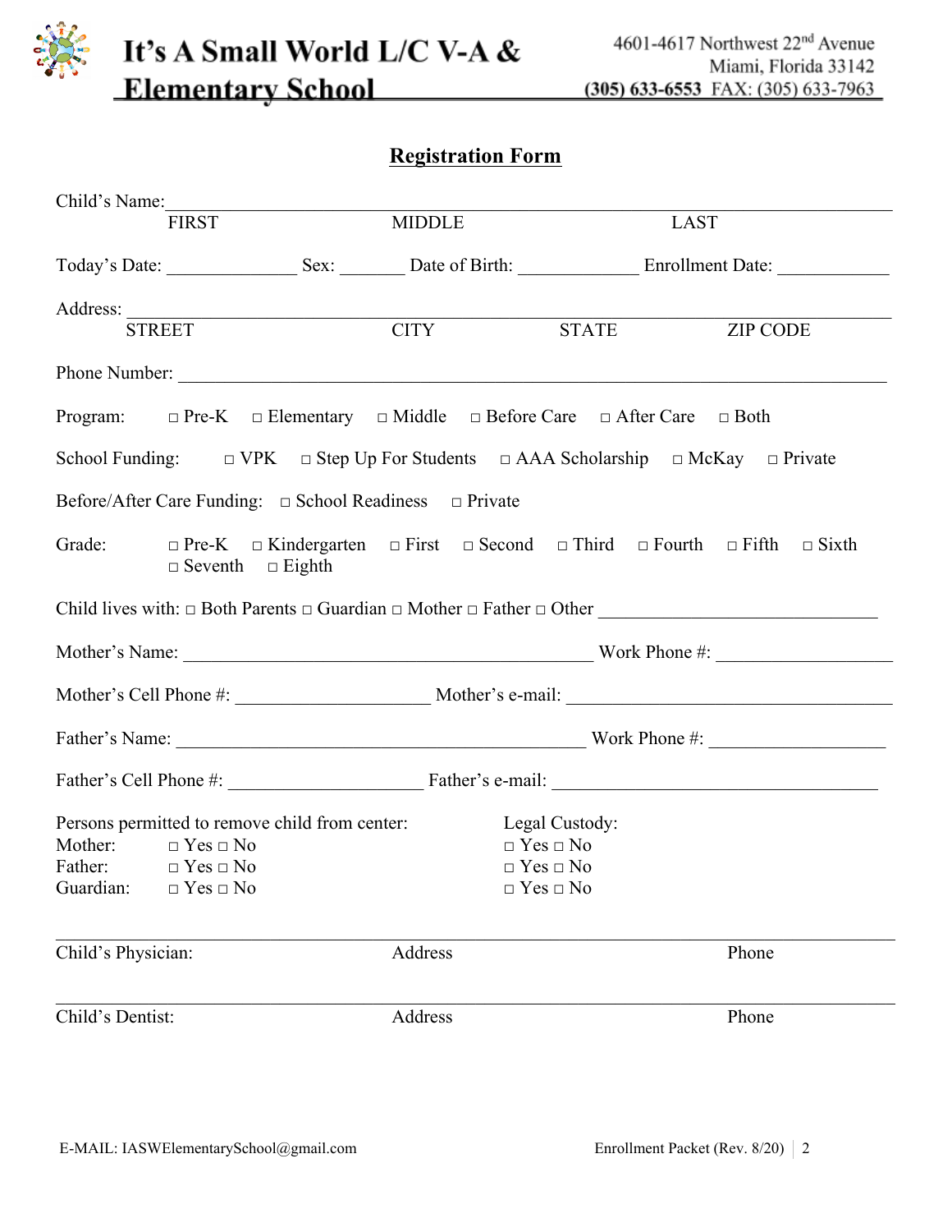# It's A Small World L/C V-A & Elementary School

4601-4617 Northwest 22nd Avenue
Miami, Florida 33142
**(305) 633-6553** FAX: (305) 633-7963

## Registration Form

Child's Name:______________________________________________________________
FIRST MIDDLE LAST

Today's Date: ______________ Sex: _______ Date of Birth: _____________ Enrollment Date: ____________

Address: __________________________________________________________________
STREET CITY STATE ZIP CODE

Phone Number: _____________________________________________________________

Program: □ Pre-K □ Elementary □ Middle □ Before Care □ After Care □ Both

School Funding: □ VPK □ Step Up For Students □ AAA Scholarship □ McKay □ Private

Before/After Care Funding: □ School Readiness □ Private

Grade: □ Pre-K □ Kindergarten □ First □ Second □ Third □ Fourth □ Fifth □ Sixth □ Seventh □ Eighth

Child lives with: □ Both Parents □ Guardian □ Mother □ Father □ Other ____________________________

Mother's Name: ______________________________________________ Work Phone #: ___________________

Mother's Cell Phone #: _____________________ Mother's e-mail: ____________________________________

Father's Name: ______________________________________________ Work Phone #: ___________________

Father's Cell Phone #: _____________________ Father's e-mail: ____________________________________

| Persons permitted to remove child from center: | | Legal Custody: |
|---|---|---|
| Mother: | □ Yes □ No | □ Yes □ No |
| Father: | □ Yes □ No | □ Yes □ No |
| Guardian: | □ Yes □ No | □ Yes □ No |

_________________________________________________________________________________
Child's Physician: Address Phone

_________________________________________________________________________________
Child's Dentist: Address Phone

E-MAIL: IASWElementarySchool@gmail.com

Enrollment Packet (Rev. 8/20)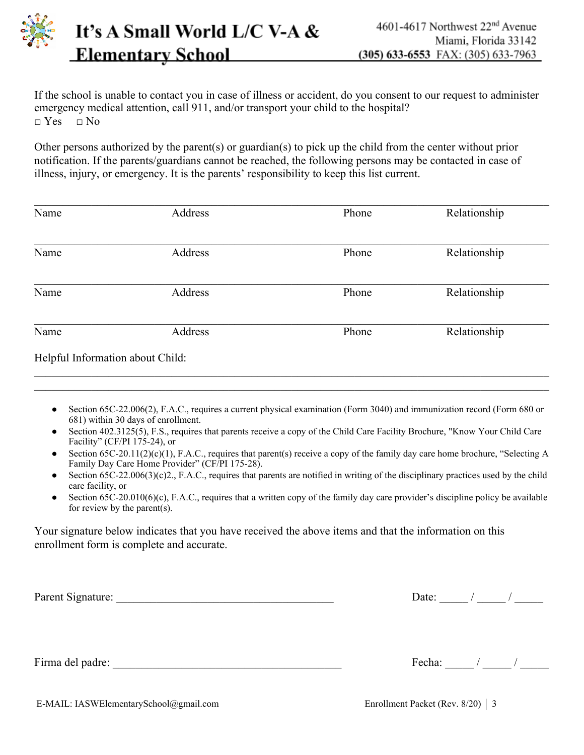If the school is unable to contact you in case of illness or accident, do you consent to our request to administer emergency medical attention, call 911, and/or transport your child to the hospital?

□ Yes □ No

Other persons authorized by the parent(s) or guardian(s) to pick up the child from the center without prior notification. If the parents/guardians cannot be reached, the following persons may be contacted in case of illness, injury, or emergency. It is the parents' responsibility to keep this list current.

| Name | Address | Phone | Relationship |
|---|---|---|---|
| Name | Address | Phone | Relationship |
| Name | Address | Phone | Relationship |
| Name | Address | Phone | Relationship |

Helpful Information about Child:

______________________________________________________________________________

______________________________________________________________________________

- Section 65C-22.006(2), F.A.C., requires a current physical examination (Form 3040) and immunization record (Form 680 or 681) within 30 days of enrollment.
- Section 402.3125(5), F.S., requires that parents receive a copy of the Child Care Facility Brochure, "Know Your Child Care Facility" (CF/PI 175-24), or
- Section 65C-20.11(2)(c)(1), F.A.C., requires that parent(s) receive a copy of the family day care home brochure, "Selecting A Family Day Care Home Provider" (CF/PI 175-28).
- Section 65C-22.006(3)(c)2., F.A.C., requires that parents are notified in writing of the disciplinary practices used by the child care facility, or
- Section 65C-20.010(6)(c), F.A.C., requires that a written copy of the family day care provider's discipline policy be available for review by the parent(s).

Your signature below indicates that you have received the above items and that the information on this enrollment form is complete and accurate.

Parent Signature: ________________________________________ Date: _____ / _____ / _____

Firma del padre: ________________________________________ Fecha: _____ / _____ / _____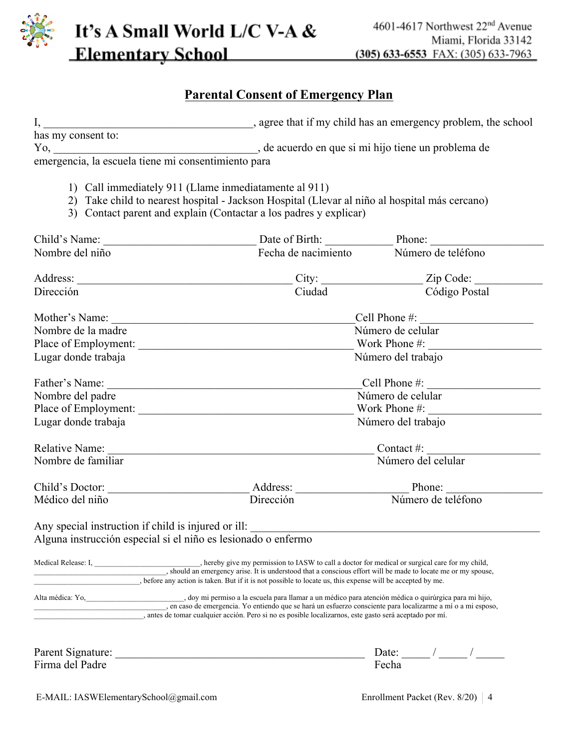# It's A Small World L/C V-A & Elementary School

4601-4617 Northwest 22nd Avenue
Miami, Florida 33142
(305) 633-6553 FAX: (305) 633-7963

## Parental Consent of Emergency Plan

I, ______________________________________, agree that if my child has an emergency problem, the school has my consent to:
Yo, ____________________________________, de acuerdo en que si mi hijo tiene un problema de emergencia, la escuela tiene mi consentimiento para

1) Call immediately 911 (Llame inmediatamente al 911)
2) Take child to nearest hospital - Jackson Hospital (Llevar al niño al hospital más cercano)
3) Contact parent and explain (Contactar a los padres y explicar)

Child's Name: ____________________________ Date of Birth: ___________ Phone: ____________________
Nombre del niño — Fecha de nacimiento — Número de teléfono

Address: _______________________________________ City: _________________ Zip Code: ____________
Dirección — Ciudad — Código Postal

Mother's Name: ____________________________________________ Cell Phone #: ____________________
Nombre de la madre — Número de celular
Place of Employment: _______________________________________ Work Phone #: ____________________
Lugar donde trabaja — Número del trabajo

Father's Name: _____________________________________________ Cell Phone #: ____________________
Nombre del padre — Número de celular
Place of Employment: _______________________________________ Work Phone #: ____________________
Lugar donde trabaja — Número del trabajo

Relative Name: ________________________________________________ Contact #: ____________________
Nombre de familiar — Número del celular

Child's Doctor: _________________________ Address: ____________________ Phone: __________________
Médico del niño — Dirección — Número de teléfono

Any special instruction if child is injured or ill: ____________________________________________________
Alguna instrucción especial si el niño es lesionado o enfermo

Medical Release: I, ___________________________, hereby give my permission to IASW to call a doctor for medical or surgical care for my child, ____________________________, should an emergency arise. It is understood that a conscious effort will be made to locate me or my spouse, ___________________________, before any action is taken. But if it is not possible to locate us, this expense will be accepted by me.

Alta médica: Yo,________________________, doy mi permiso a la escuela para llamar a un médico para atención médica o quirúrgica para mi hijo, ________________________________, en caso de emergencia. Yo entiendo que se hará un esfuerzo consciente para localizarme a mí o a mi esposo, ___________________________, antes de tomar cualquier acción. Pero si no es posible localizarnos, este gasto será aceptado por mí.

Parent Signature: _____________________________________________ Date: _____ / _____ / _____
Firma del Padre — Fecha

E-MAIL: IASWElementarySchool@gmail.com — Enrollment Packet (Rev. 8/20)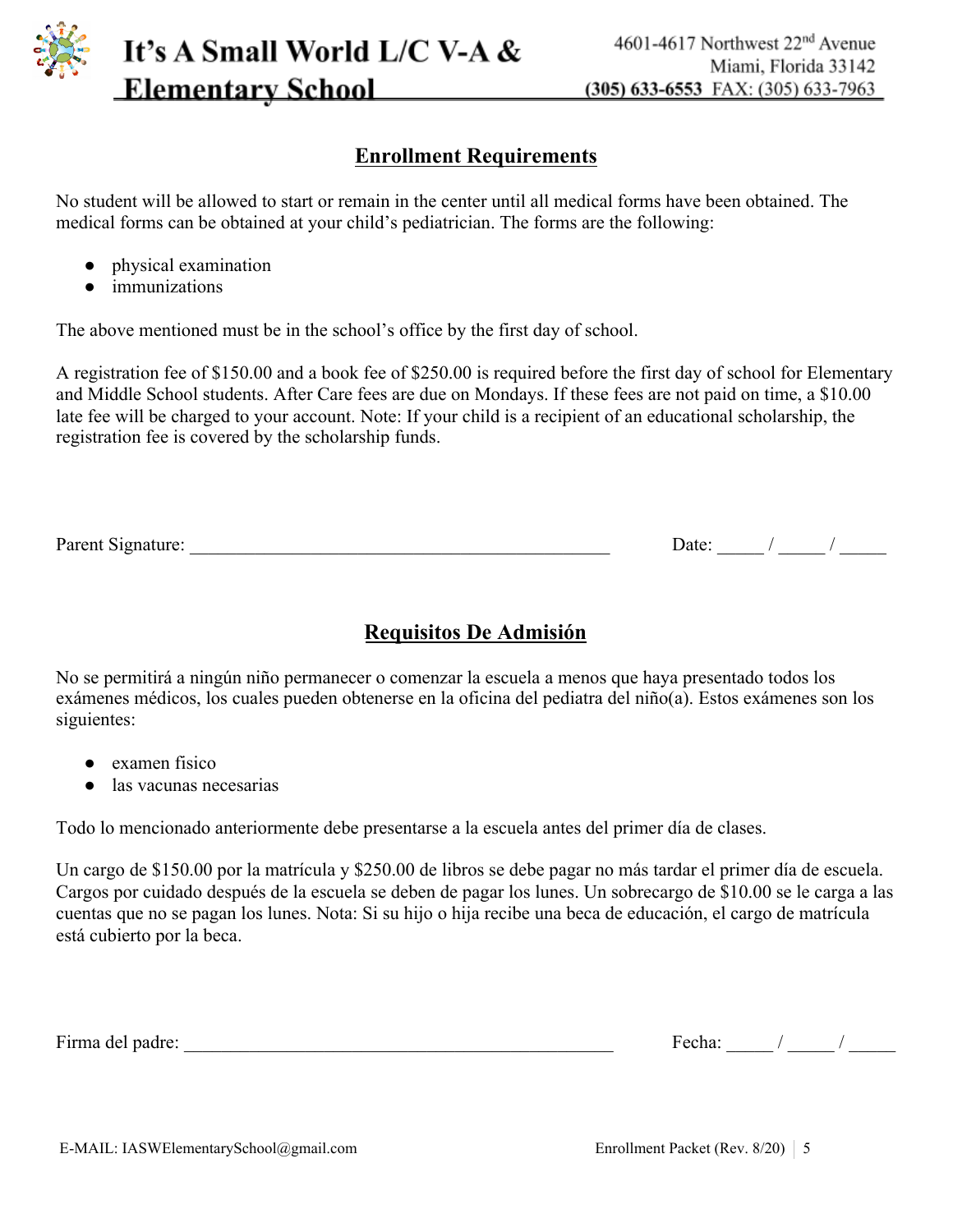## Enrollment Requirements

No student will be allowed to start or remain in the center until all medical forms have been obtained. The medical forms can be obtained at your child's pediatrician. The forms are the following:

- physical examination
- immunizations

The above mentioned must be in the school's office by the first day of school.

A registration fee of $150.00 and a book fee of $250.00 is required before the first day of school for Elementary and Middle School students. After Care fees are due on Mondays. If these fees are not paid on time, a $10.00 late fee will be charged to your account. Note: If your child is a recipient of an educational scholarship, the registration fee is covered by the scholarship funds.

Parent Signature: _____________________________________________ Date: _____ / _____ / _____

## Requisitos De Admisión

No se permitirá a ningún niño permanecer o comenzar la escuela a menos que haya presentado todos los exámenes médicos, los cuales pueden obtenerse en la oficina del pediatra del niño(a). Estos exámenes son los siguientes:

- examen fisico
- las vacunas necesarias

Todo lo mencionado anteriormente debe presentarse a la escuela antes del primer día de clases.

Un cargo de $150.00 por la matrícula y $250.00 de libros se debe pagar no más tardar el primer día de escuela. Cargos por cuidado después de la escuela se deben de pagar los lunes. Un sobrecargo de $10.00 se le carga a las cuentas que no se pagan los lunes. Nota: Si su hijo o hija recibe una beca de educación, el cargo de matrícula está cubierto por la beca.

Firma del padre: _______________________________________________ Fecha: _____ / _____ / _____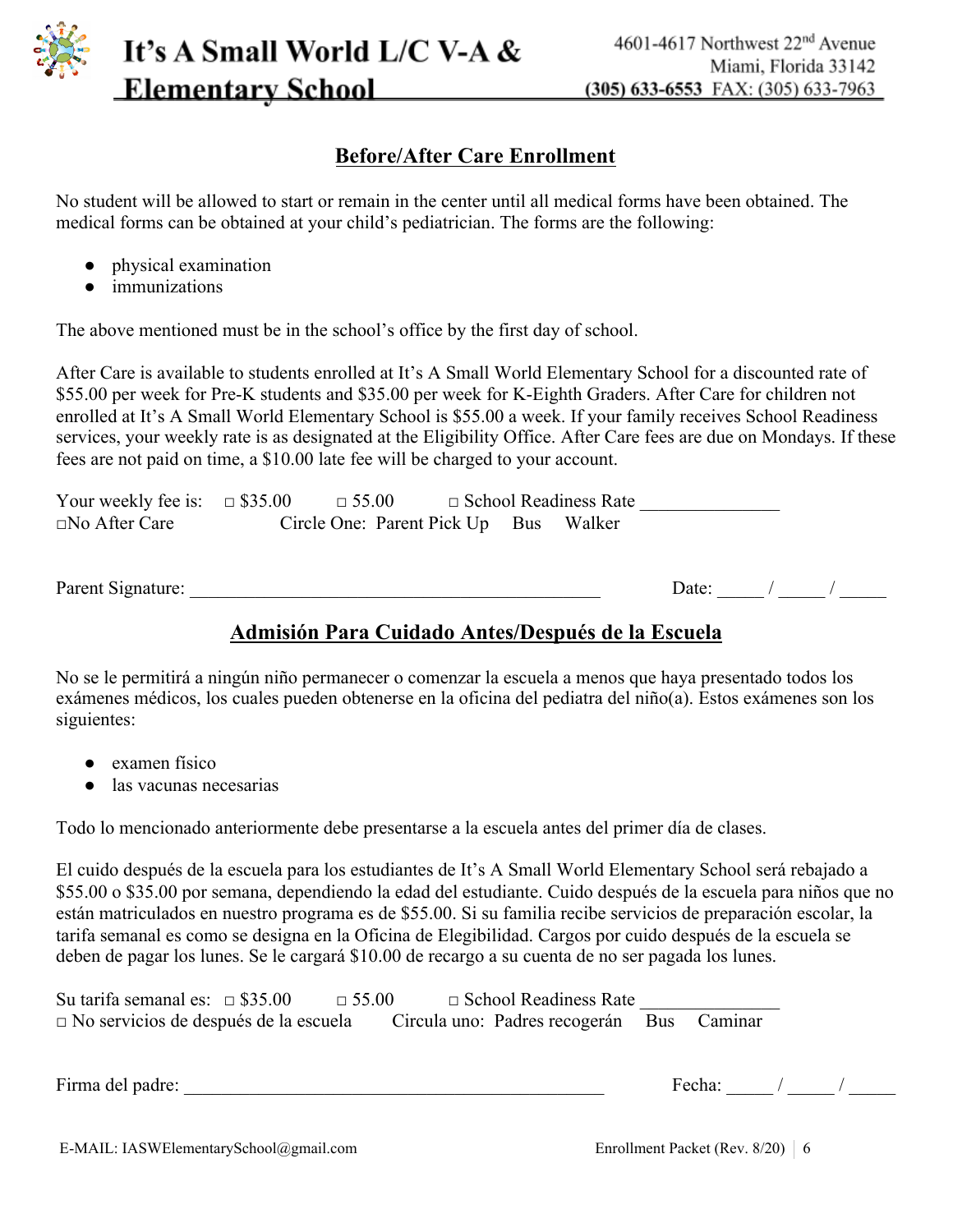# It's A Small World L/C V-A & Elementary School

4601-4617 Northwest 22nd Avenue
Miami, Florida 33142
(305) 633-6553 FAX: (305) 633-7963

## Before/After Care Enrollment

No student will be allowed to start or remain in the center until all medical forms have been obtained. The medical forms can be obtained at your child's pediatrician. The forms are the following:

- physical examination
- immunizations

The above mentioned must be in the school's office by the first day of school.

After Care is available to students enrolled at It's A Small World Elementary School for a discounted rate of $55.00 per week for Pre-K students and $35.00 per week for K-Eighth Graders. After Care for children not enrolled at It's A Small World Elementary School is $55.00 a week. If your family receives School Readiness services, your weekly rate is as designated at the Eligibility Office. After Care fees are due on Mondays. If these fees are not paid on time, a $10.00 late fee will be charged to your account.

Your weekly fee is: □ $35.00 □ 55.00 □ School Readiness Rate _______________
□No After Care Circle One: Parent Pick Up Bus Walker

Parent Signature: _____________________________________________ Date: _____ / _____ / _____

## Admisión Para Cuidado Antes/Después de la Escuela

No se le permitirá a ningún niño permanecer o comenzar la escuela a menos que haya presentado todos los exámenes médicos, los cuales pueden obtenerse en la oficina del pediatra del niño(a). Estos exámenes son los siguientes:

- examen físico
- las vacunas necesarias

Todo lo mencionado anteriormente debe presentarse a la escuela antes del primer día de clases.

El cuido después de la escuela para los estudiantes de It's A Small World Elementary School será rebajado a $55.00 o $35.00 por semana, dependiendo la edad del estudiante. Cuido después de la escuela para niños que no están matriculados en nuestro programa es de $55.00. Si su familia recibe servicios de preparación escolar, la tarifa semanal es como se designa en la Oficina de Elegibilidad. Cargos por cuido después de la escuela se deben de pagar los lunes. Se le cargará $10.00 de recargo a su cuenta de no ser pagada los lunes.

Su tarifa semanal es: □ $35.00 □ 55.00 □ School Readiness Rate _______________
□ No servicios de después de la escuela Circula uno: Padres recogerán Bus Caminar

Firma del padre: _____________________________________________ Fecha: _____ / _____ / _____

E-MAIL: IASWElementarySchool@gmail.com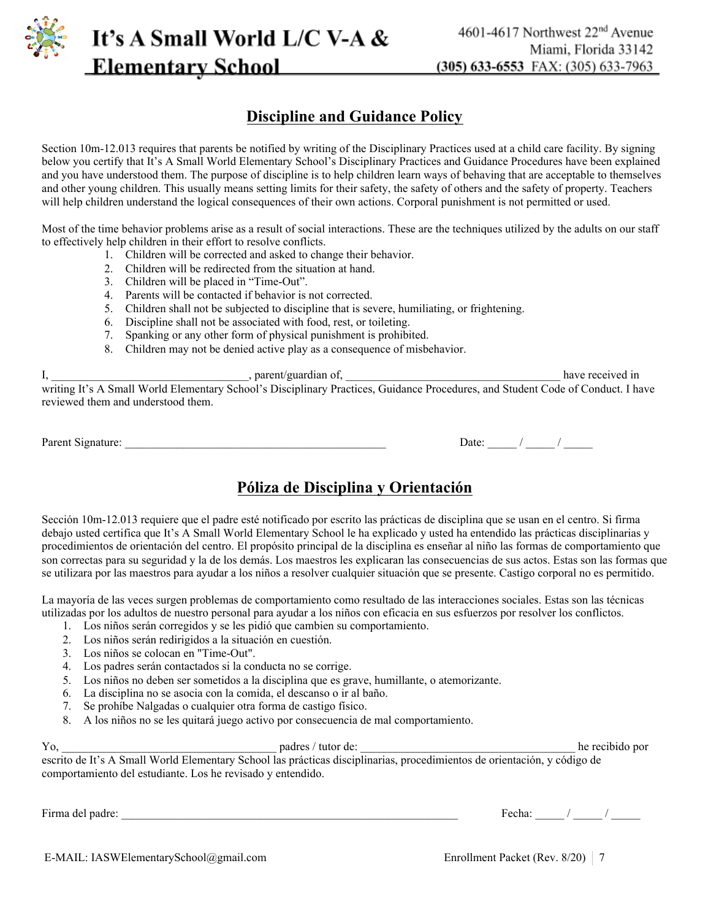# It's A Small World L/C V-A & Elementary School

4601-4617 Northwest 22nd Avenue
Miami, Florida 33142
(305) 633-6553 FAX: (305) 633-7963

## Discipline and Guidance Policy

Section 10m-12.013 requires that parents be notified by writing of the Disciplinary Practices used at a child care facility. By signing below you certify that It's A Small World Elementary School's Disciplinary Practices and Guidance Procedures have been explained and you have understood them. The purpose of discipline is to help children learn ways of behaving that are acceptable to themselves and other young children. This usually means setting limits for their safety, the safety of others and the safety of property. Teachers will help children understand the logical consequences of their own actions. Corporal punishment is not permitted or used.

Most of the time behavior problems arise as a result of social interactions. These are the techniques utilized by the adults on our staff to effectively help children in their effort to resolve conflicts.

1. Children will be corrected and asked to change their behavior.
2. Children will be redirected from the situation at hand.
3. Children will be placed in "Time-Out".
4. Parents will be contacted if behavior is not corrected.
5. Children shall not be subjected to discipline that is severe, humiliating, or frightening.
6. Discipline shall not be associated with food, rest, or toileting.
7. Spanking or any other form of physical punishment is prohibited.
8. Children may not be denied active play as a consequence of misbehavior.

I, __________________________________, parent/guardian of, ____________________________________ have received in writing It's A Small World Elementary School's Disciplinary Practices, Guidance Procedures, and Student Code of Conduct. I have reviewed them and understood them.

Parent Signature: ____________________________________________ Date: _____ / _____ / _____

## Póliza de Disciplina y Orientación

Sección 10m-12.013 requiere que el padre esté notificado por escrito las prácticas de disciplina que se usan en el centro. Si firma debajo usted certifica que It's A Small World Elementary School le ha explicado y usted ha entendido las prácticas disciplinarias y procedimientos de orientación del centro. El propósito principal de la disciplina es enseñar al niño las formas de comportamiento que son correctas para su seguridad y la de los demás. Los maestros les explicaran las consecuencias de sus actos. Estas son las formas que se utilizara por las maestros para ayudar a los niños a resolver cualquier situación que se presente. Castigo corporal no es permitido.

La mayoría de las veces surgen problemas de comportamiento como resultado de las interacciones sociales. Estas son las técnicas utilizadas por los adultos de nuestro personal para ayudar a los niños con eficacia en sus esfuerzos por resolver los conflictos.

1. Los niños serán corregidos y se les pidió que cambien su comportamiento.
2. Los niños serán redirigidos a la situación en cuestión.
3. Los niños se colocan en "Time-Out".
4. Los padres serán contactados si la conducta no se corrige.
5. Los niños no deben ser sometidos a la disciplina que es grave, humillante, o atemorizante.
6. La disciplina no se asocia con la comida, el descanso o ir al baño.
7. Se prohíbe Nalgadas o cualquier otra forma de castigo físico.
8. A los niños no se les quitará juego activo por consecuencia de mal comportamiento.

Yo, ____________________________________ padres / tutor de: ____________________________________ he recibido por escrito de It's A Small World Elementary School las prácticas disciplinarias, procedimientos de orientación, y código de comportamiento del estudiante. Los he revisado y entendido.

Firma del padre: __________________________________________________________ Fecha: _____ / _____ / _____

E-MAIL: IASWElementarySchool@gmail.com

Enrollment Packet (Rev. 8/20)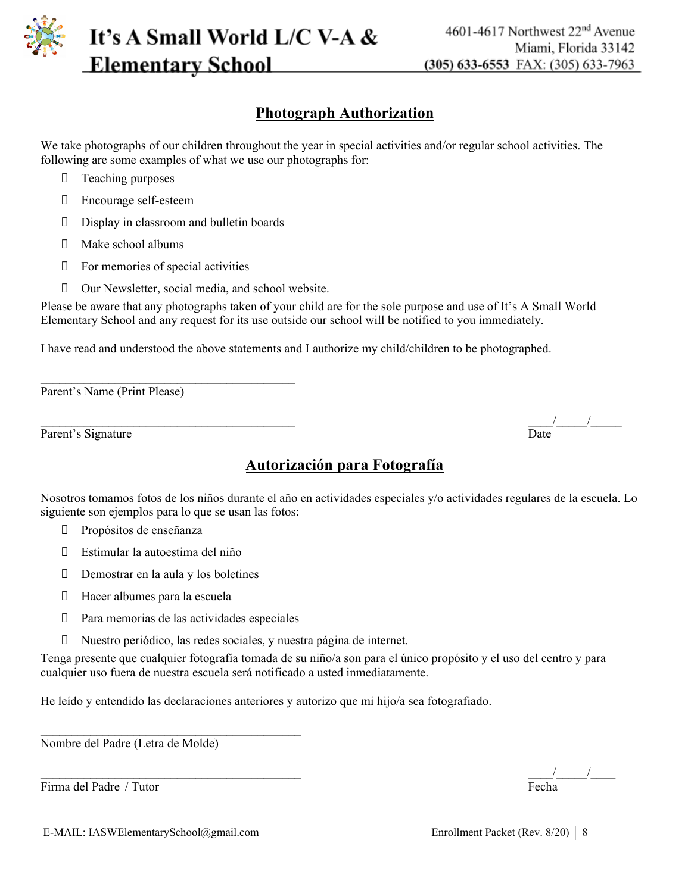# It's A Small World L/C V-A & Elementary School

4601-4617 Northwest 22nd Avenue
Miami, Florida 33142
(305) 633-6553 FAX: (305) 633-7963

## Photograph Authorization

We take photographs of our children throughout the year in special activities and/or regular school activities. The following are some examples of what we use our photographs for:

- Teaching purposes
- Encourage self-esteem
- Display in classroom and bulletin boards
- Make school albums
- For memories of special activities
- Our Newsletter, social media, and school website.

Please be aware that any photographs taken of your child are for the sole purpose and use of It's A Small World Elementary School and any request for its use outside our school will be notified to you immediately.

I have read and understood the above statements and I authorize my child/children to be photographed.

\_\_\_\_\_\_\_\_\_\_\_\_\_\_\_\_\_\_\_\_\_\_\_\_\_\_\_\_\_\_\_\_\_\_\_\_\_\_\_\_\_\_\_
Parent's Name (Print Please)

\_\_\_\_\_\_\_\_\_\_\_\_\_\_\_\_\_\_\_\_\_\_\_\_\_\_\_\_\_\_\_\_\_\_\_\_\_\_\_\_\_\_\_ \_\_\_\_/\_\_\_\_\_/\_\_\_\_\_
Parent's Signature Date

## Autorización para Fotografía

Nosotros tomamos fotos de los niños durante el año en actividades especiales y/o actividades regulares de la escuela. Lo siguiente son ejemplos para lo que se usan las fotos:

- Propósitos de enseñanza
- Estimular la autoestima del niño
- Demostrar en la aula y los boletines
- Hacer albumes para la escuela
- Para memorias de las actividades especiales
- Nuestro periódico, las redes sociales, y nuestra página de internet.

Tenga presente que cualquier fotografía tomada de su niño/a son para el único propósito y el uso del centro y para cualquier uso fuera de nuestra escuela será notificado a usted inmediatamente.

He leído y entendido las declaraciones anteriores y autorizo que mi hijo/a sea fotografiado.

\_\_\_\_\_\_\_\_\_\_\_\_\_\_\_\_\_\_\_\_\_\_\_\_\_\_\_\_\_\_\_\_\_\_\_\_\_\_\_\_\_\_\_
Nombre del Padre (Letra de Molde)

\_\_\_\_\_\_\_\_\_\_\_\_\_\_\_\_\_\_\_\_\_\_\_\_\_\_\_\_\_\_\_\_\_\_\_\_\_\_\_\_\_\_\_ \_\_\_\_/\_\_\_\_\_/\_\_\_\_
Firma del Padre / Tutor Fecha

E-MAIL: IASWElementarySchool@gmail.com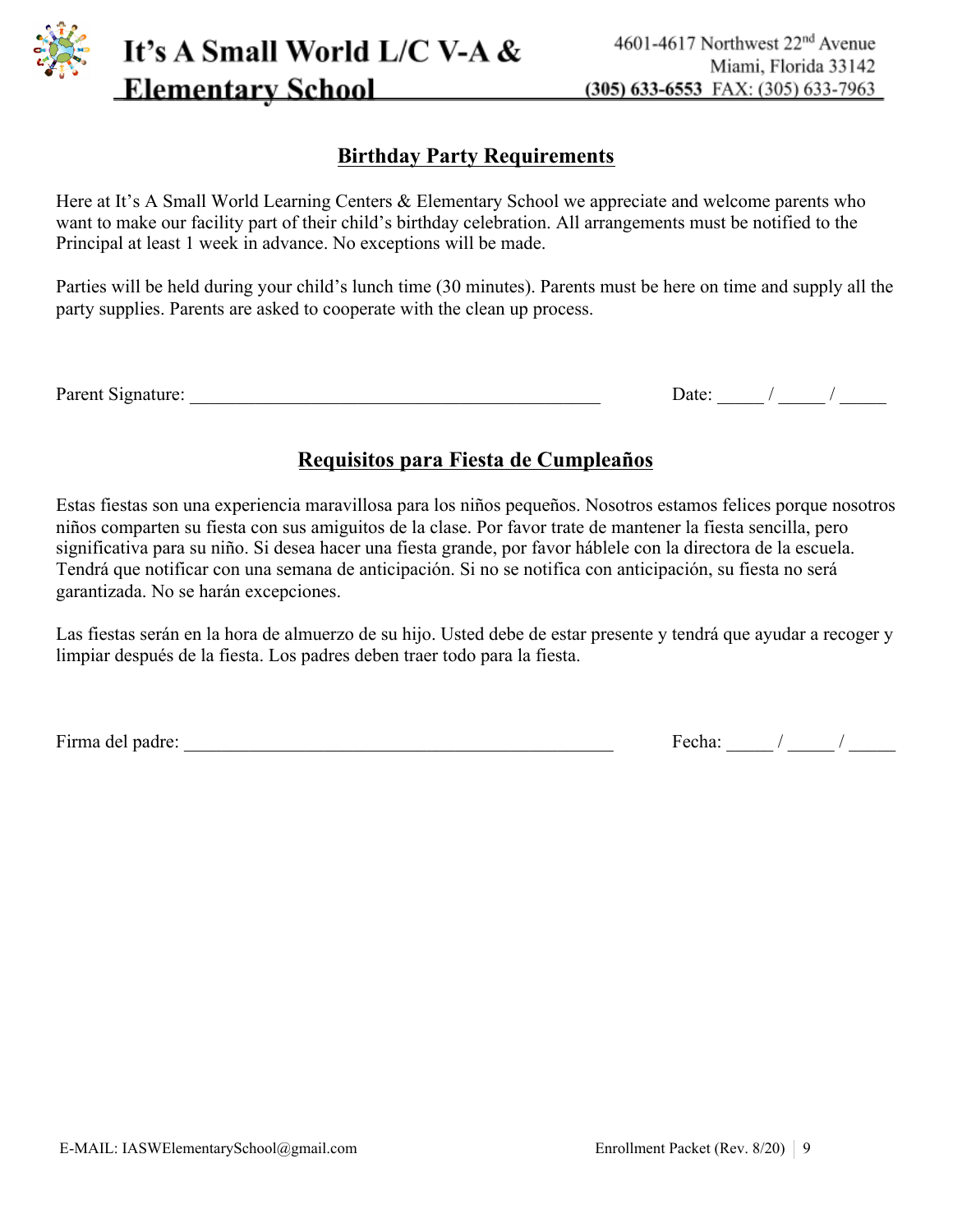## Birthday Party Requirements

Here at It's A Small World Learning Centers & Elementary School we appreciate and welcome parents who want to make our facility part of their child's birthday celebration. All arrangements must be notified to the Principal at least 1 week in advance. No exceptions will be made.

Parties will be held during your child's lunch time (30 minutes). Parents must be here on time and supply all the party supplies. Parents are asked to cooperate with the clean up process.

Parent Signature: ____________________________________________ Date: _____ / _____ / _____

## Requisitos para Fiesta de Cumpleaños

Estas fiestas son una experiencia maravillosa para los niños pequeños. Nosotros estamos felices porque nosotros niños comparten su fiesta con sus amiguitos de la clase. Por favor trate de mantener la fiesta sencilla, pero significativa para su niño. Si desea hacer una fiesta grande, por favor háblele con la directora de la escuela. Tendrá que notificar con una semana de anticipación. Si no se notifica con anticipación, su fiesta no será garantizada. No se harán excepciones.

Las fiestas serán en la hora de almuerzo de su hijo. Usted debe de estar presente y tendrá que ayudar a recoger y limpiar después de la fiesta. Los padres deben traer todo para la fiesta.

Firma del padre: ____________________________________________ Fecha: _____ / _____ / _____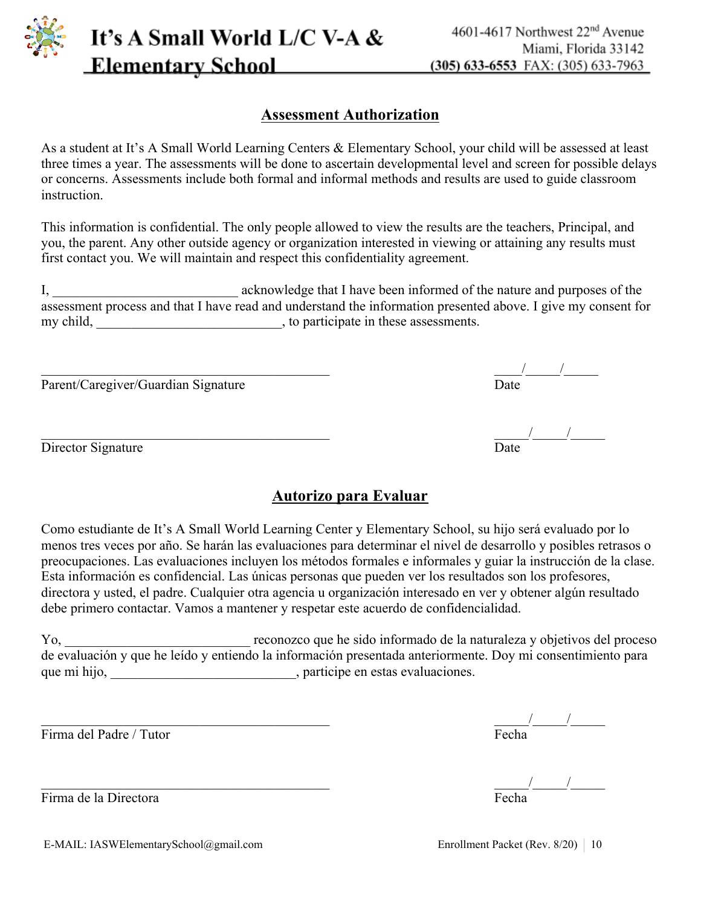# It's A Small World L/C V-A & Elementary School

4601-4617 Northwest 22nd Avenue
Miami, Florida 33142
(305) 633-6553 FAX: (305) 633-7963

## Assessment Authorization

As a student at It's A Small World Learning Centers & Elementary School, your child will be assessed at least three times a year. The assessments will be done to ascertain developmental level and screen for possible delays or concerns. Assessments include both formal and informal methods and results are used to guide classroom instruction.

This information is confidential. The only people allowed to view the results are the teachers, Principal, and you, the parent. Any other outside agency or organization interested in viewing or attaining any results must first contact you. We will maintain and respect this confidentiality agreement.

I, ___________________________ acknowledge that I have been informed of the nature and purposes of the assessment process and that I have read and understand the information presented above. I give my consent for my child, ___________________________, to participate in these assessments.

___________________________________________ ____/_____/_____
Parent/Caregiver/Guardian Signature Date

___________________________________________ _____/_____/_____
Director Signature Date

## Autorizo para Evaluar

Como estudiante de It's A Small World Learning Center y Elementary School, su hijo será evaluado por lo menos tres veces por año. Se harán las evaluaciones para determinar el nivel de desarrollo y posibles retrasos o preocupaciones. Las evaluaciones incluyen los métodos formales e informales y guiar la instrucción de la clase. Esta información es confidencial. Las únicas personas que pueden ver los resultados son los profesores, directora y usted, el padre. Cualquier otra agencia u organización interesado en ver y obtener algún resultado debe primero contactar. Vamos a mantener y respetar este acuerdo de confidencialidad.

Yo, ___________________________ reconozco que he sido informado de la naturaleza y objetivos del proceso de evaluación y que he leído y entiendo la información presentada anteriormente. Doy mi consentimiento para que mi hijo, ___________________________, participe en estas evaluaciones.

___________________________________________ _____/_____/_____
Firma del Padre / Tutor Fecha

___________________________________________ _____/_____/_____
Firma de la Directora Fecha

E-MAIL: IASWElementarySchool@gmail.com Enrollment Packet (Rev. 8/20)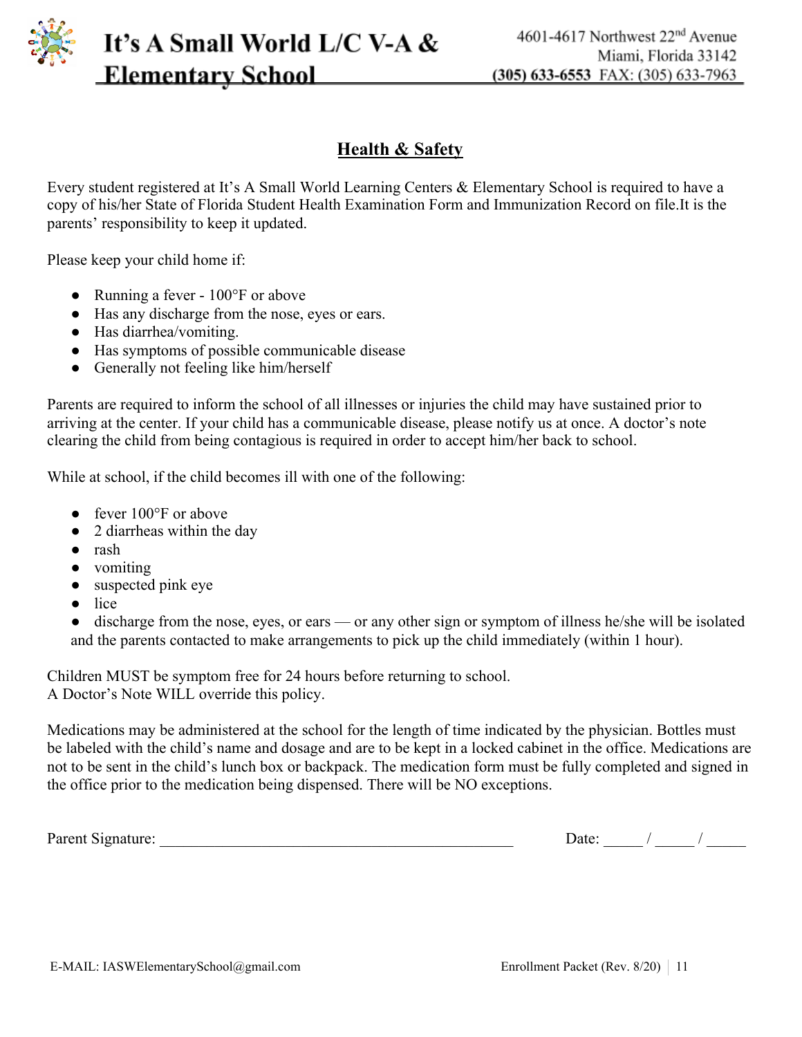## Health & Safety

Every student registered at It's A Small World Learning Centers & Elementary School is required to have a copy of his/her State of Florida Student Health Examination Form and Immunization Record on file.It is the parents' responsibility to keep it updated.

Please keep your child home if:

- Running a fever - 100°F or above
- Has any discharge from the nose, eyes or ears.
- Has diarrhea/vomiting.
- Has symptoms of possible communicable disease
- Generally not feeling like him/herself

Parents are required to inform the school of all illnesses or injuries the child may have sustained prior to arriving at the center. If your child has a communicable disease, please notify us at once. A doctor's note clearing the child from being contagious is required in order to accept him/her back to school.

While at school, if the child becomes ill with one of the following:

- fever 100°F or above
- 2 diarrheas within the day
- rash
- vomiting
- suspected pink eye
- lice
- discharge from the nose, eyes, or ears — or any other sign or symptom of illness he/she will be isolated and the parents contacted to make arrangements to pick up the child immediately (within 1 hour).

Children MUST be symptom free for 24 hours before returning to school.
A Doctor's Note WILL override this policy.

Medications may be administered at the school for the length of time indicated by the physician. Bottles must be labeled with the child's name and dosage and are to be kept in a locked cabinet in the office. Medications are not to be sent in the child's lunch box or backpack. The medication form must be fully completed and signed in the office prior to the medication being dispensed. There will be NO exceptions.

Parent Signature: ______________________________________________ Date: _____ / _____ / _____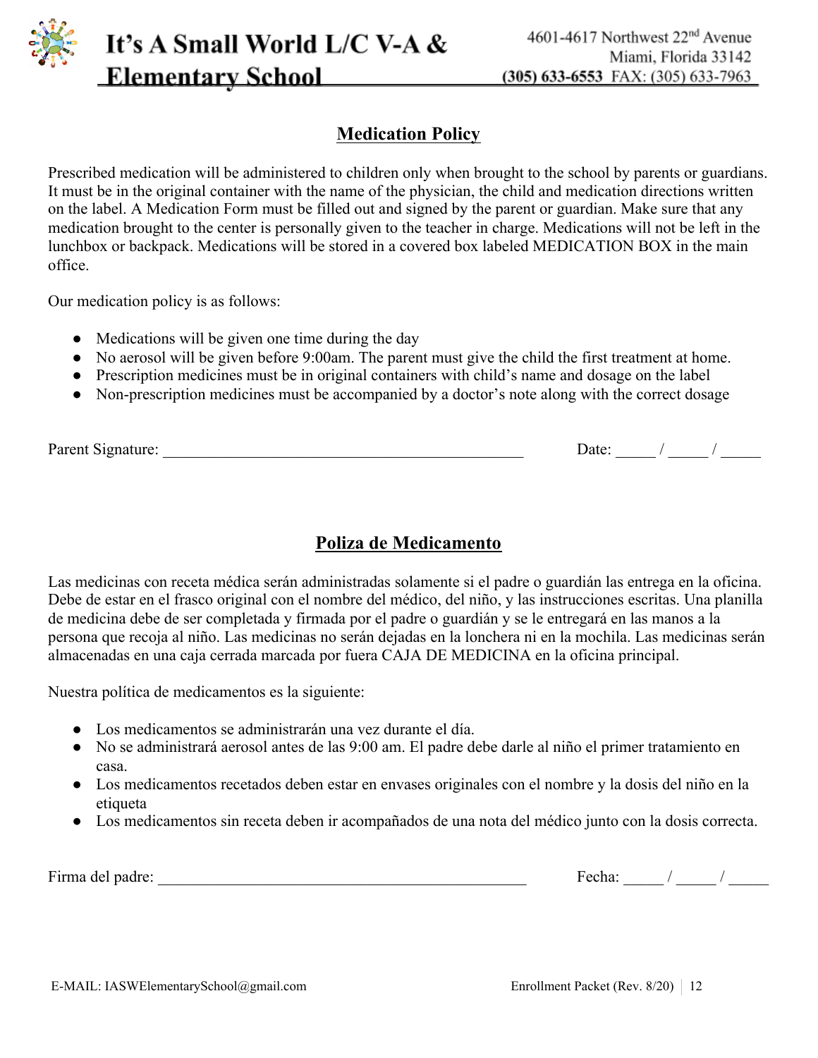# It's A Small World L/C V-A & Elementary School

4601-4617 Northwest 22nd Avenue
Miami, Florida 33142
(305) 633-6553 FAX: (305) 633-7963

## Medication Policy

Prescribed medication will be administered to children only when brought to the school by parents or guardians. It must be in the original container with the name of the physician, the child and medication directions written on the label. A Medication Form must be filled out and signed by the parent or guardian. Make sure that any medication brought to the center is personally given to the teacher in charge. Medications will not be left in the lunchbox or backpack. Medications will be stored in a covered box labeled MEDICATION BOX in the main office.

Our medication policy is as follows:

- Medications will be given one time during the day
- No aerosol will be given before 9:00am. The parent must give the child the first treatment at home.
- Prescription medicines must be in original containers with child's name and dosage on the label
- Non-prescription medicines must be accompanied by a doctor's note along with the correct dosage

Parent Signature: _______________________________________________ Date: _____ / _____ / _____

## Poliza de Medicamento

Las medicinas con receta médica serán administradas solamente si el padre o guardián las entrega en la oficina. Debe de estar en el frasco original con el nombre del médico, del niño, y las instrucciones escritas. Una planilla de medicina debe de ser completada y firmada por el padre o guardián y se le entregará en las manos a la persona que recoja al niño. Las medicinas no serán dejadas en la lonchera ni en la mochila. Las medicinas serán almacenadas en una caja cerrada marcada por fuera CAJA DE MEDICINA en la oficina principal.

Nuestra política de medicamentos es la siguiente:

- Los medicamentos se administrarán una vez durante el día.
- No se administrará aerosol antes de las 9:00 am. El padre debe darle al niño el primer tratamiento en casa.
- Los medicamentos recetados deben estar en envases originales con el nombre y la dosis del niño en la etiqueta
- Los medicamentos sin receta deben ir acompañados de una nota del médico junto con la dosis correcta.

Firma del padre: _______________________________________________ Fecha: _____ / _____ / _____

E-MAIL: IASWElementarySchool@gmail.com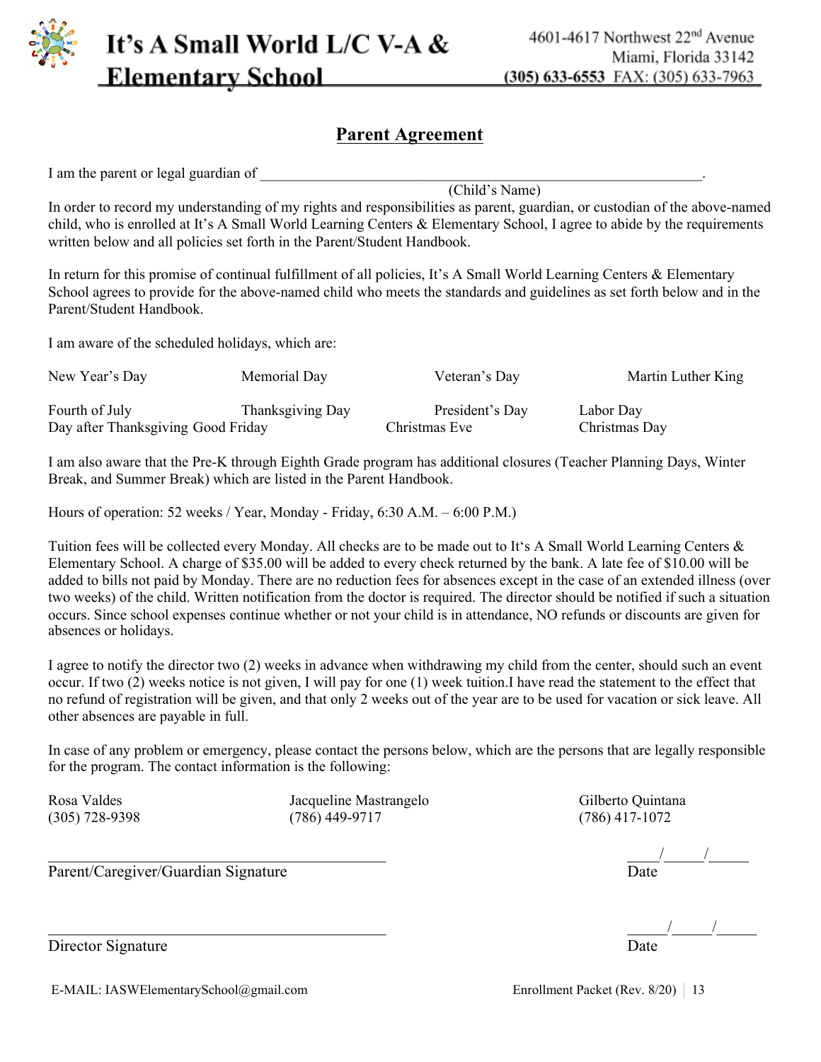# It's A Small World L/C V-A & Elementary School

4601-4617 Northwest 22nd Avenue
Miami, Florida 33142
**(305) 633-6553** FAX: (305) 633-7963

## Parent Agreement

I am the parent or legal guardian of ______________________________________________________________.
(Child's Name)

In order to record my understanding of my rights and responsibilities as parent, guardian, or custodian of the above-named child, who is enrolled at It's A Small World Learning Centers & Elementary School, I agree to abide by the requirements written below and all policies set forth in the Parent/Student Handbook.

In return for this promise of continual fulfillment of all policies, It's A Small World Learning Centers & Elementary School agrees to provide for the above-named child who meets the standards and guidelines as set forth below and in the Parent/Student Handbook.

I am aware of the scheduled holidays, which are:

| | | | |
|---|---|---|---|
| New Year's Day | Memorial Day | Veteran's Day | Martin Luther King |
| Fourth of July | Thanksgiving Day | President's Day | Labor Day |
| Day after Thanksgiving | Good Friday | Christmas Eve | Christmas Day |

I am also aware that the Pre-K through Eighth Grade program has additional closures (Teacher Planning Days, Winter Break, and Summer Break) which are listed in the Parent Handbook.

Hours of operation: 52 weeks / Year, Monday - Friday, 6:30 A.M. – 6:00 P.M.)

Tuition fees will be collected every Monday. All checks are to be made out to It's A Small World Learning Centers & Elementary School. A charge of $35.00 will be added to every check returned by the bank. A late fee of $10.00 will be added to bills not paid by Monday. There are no reduction fees for absences except in the case of an extended illness (over two weeks) of the child. Written notification from the doctor is required. The director should be notified if such a situation occurs. Since school expenses continue whether or not your child is in attendance, NO refunds or discounts are given for absences or holidays.

I agree to notify the director two (2) weeks in advance when withdrawing my child from the center, should such an event occur. If two (2) weeks notice is not given, I will pay for one (1) week tuition.I have read the statement to the effect that no refund of registration will be given, and that only 2 weeks out of the year are to be used for vacation or sick leave. All other absences are payable in full.

In case of any problem or emergency, please contact the persons below, which are the persons that are legally responsible for the program. The contact information is the following:

| | | |
|---|---|---|
| Rosa Valdes | Jacqueline Mastrangelo | Gilberto Quintana |
| (305) 728-9398 | (786) 449-9717 | (786) 417-1072 |

_____________________________________________ ____/_____/_____
Parent/Caregiver/Guardian Signature Date

_____________________________________________ _____/_____/_____
Director Signature Date

E-MAIL: IASWElementarySchool@gmail.com

Enrollment Packet (Rev. 8/20)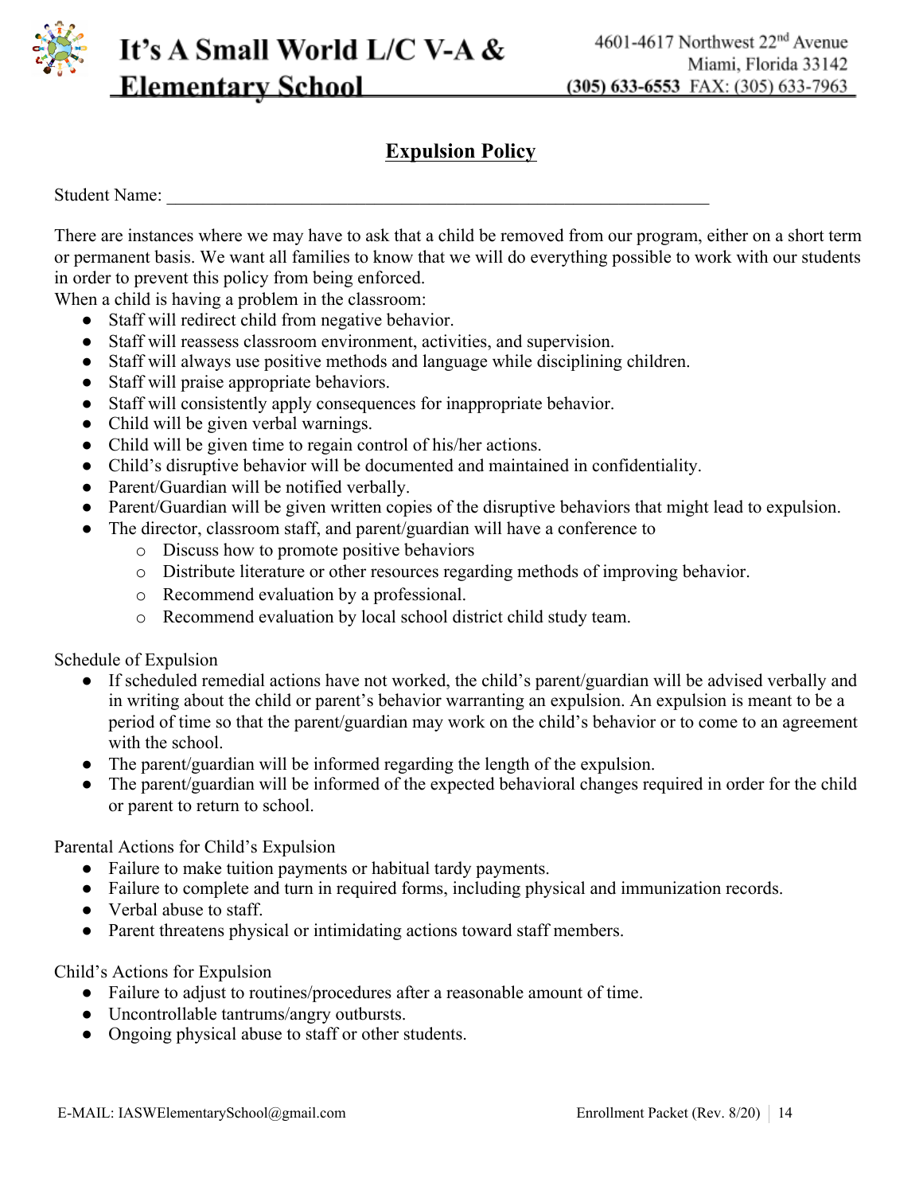# It's A Small World L/C V-A & Elementary School

4601-4617 Northwest 22nd Avenue
Miami, Florida 33142
(305) 633-6553 FAX: (305) 633-7963

## Expulsion Policy

Student Name: ___________________________________________________________________

There are instances where we may have to ask that a child be removed from our program, either on a short term or permanent basis. We want all families to know that we will do everything possible to work with our students in order to prevent this policy from being enforced.

When a child is having a problem in the classroom:

- Staff will redirect child from negative behavior.
- Staff will reassess classroom environment, activities, and supervision.
- Staff will always use positive methods and language while disciplining children.
- Staff will praise appropriate behaviors.
- Staff will consistently apply consequences for inappropriate behavior.
- Child will be given verbal warnings.
- Child will be given time to regain control of his/her actions.
- Child's disruptive behavior will be documented and maintained in confidentiality.
- Parent/Guardian will be notified verbally.
- Parent/Guardian will be given written copies of the disruptive behaviors that might lead to expulsion.
- The director, classroom staff, and parent/guardian will have a conference to
    - Discuss how to promote positive behaviors
    - Distribute literature or other resources regarding methods of improving behavior.
    - Recommend evaluation by a professional.
    - Recommend evaluation by local school district child study team.

Schedule of Expulsion

- If scheduled remedial actions have not worked, the child's parent/guardian will be advised verbally and in writing about the child or parent's behavior warranting an expulsion. An expulsion is meant to be a period of time so that the parent/guardian may work on the child's behavior or to come to an agreement with the school.
- The parent/guardian will be informed regarding the length of the expulsion.
- The parent/guardian will be informed of the expected behavioral changes required in order for the child or parent to return to school.

Parental Actions for Child's Expulsion

- Failure to make tuition payments or habitual tardy payments.
- Failure to complete and turn in required forms, including physical and immunization records.
- Verbal abuse to staff.
- Parent threatens physical or intimidating actions toward staff members.

Child's Actions for Expulsion

- Failure to adjust to routines/procedures after a reasonable amount of time.
- Uncontrollable tantrums/angry outbursts.
- Ongoing physical abuse to staff or other students.

E-MAIL: IASWElementarySchool@gmail.com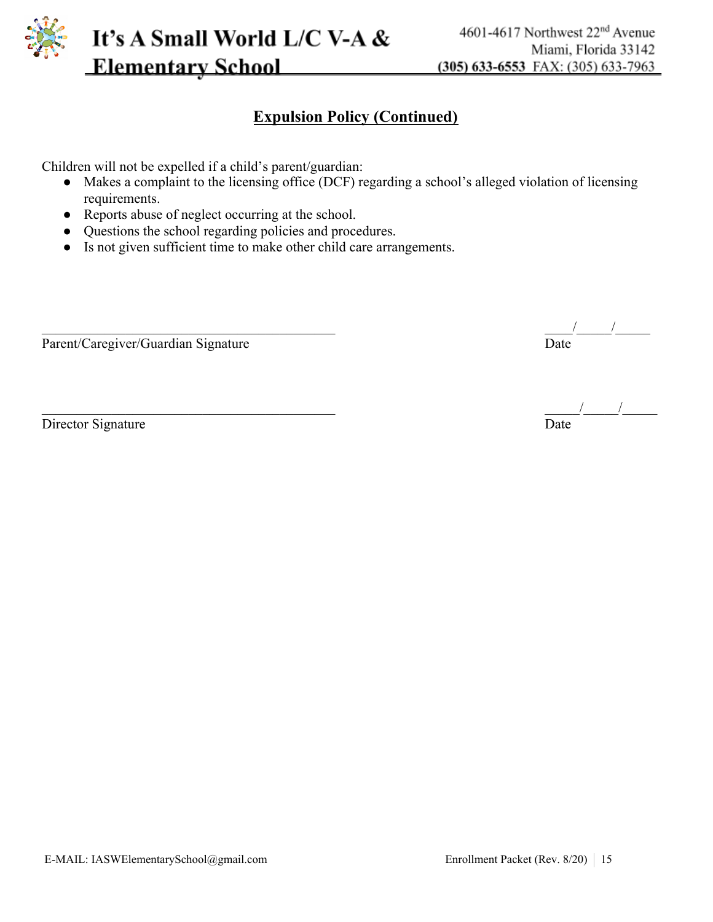## Expulsion Policy (Continued)

Children will not be expelled if a child's parent/guardian:

- Makes a complaint to the licensing office (DCF) regarding a school's alleged violation of licensing requirements.
- Reports abuse of neglect occurring at the school.
- Questions the school regarding policies and procedures.
- Is not given sufficient time to make other child care arrangements.

\_\_\_\_\_\_\_\_\_\_\_\_\_\_\_\_\_\_\_\_\_\_\_\_\_\_\_\_\_\_\_\_\_\_\_\_\_\_\_\_\_\_\_\_ \_\_\_\_/\_\_\_\_\_/\_\_\_\_\_

Parent/Caregiver/Guardian Signature Date

\_\_\_\_\_\_\_\_\_\_\_\_\_\_\_\_\_\_\_\_\_\_\_\_\_\_\_\_\_\_\_\_\_\_\_\_\_\_\_\_\_\_\_\_ \_\_\_\_\_/\_\_\_\_\_/\_\_\_\_\_

Director Signature Date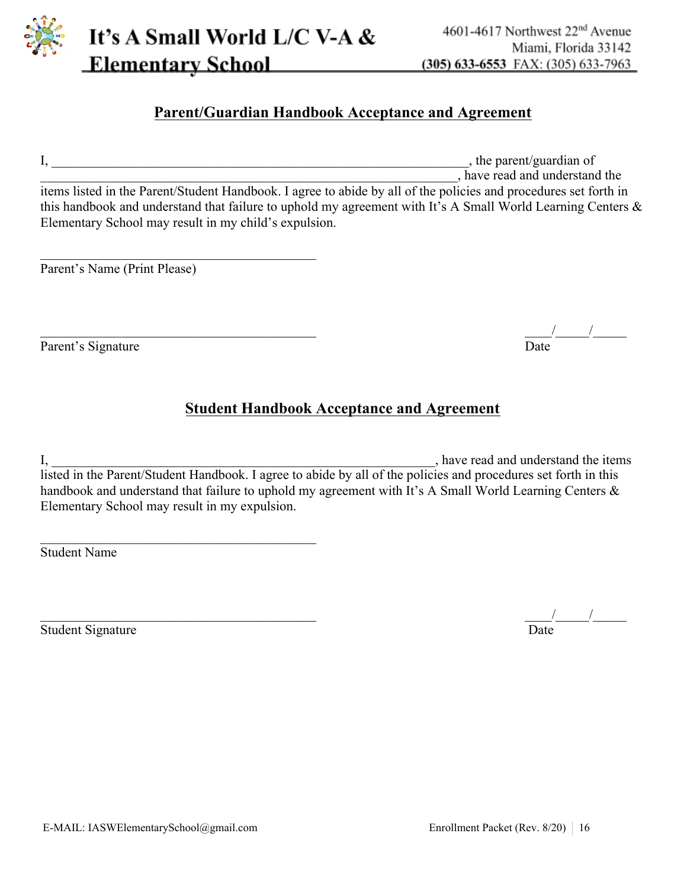# It's A Small World L/C V-A & Elementary School

4601-4617 Northwest 22nd Avenue
Miami, Florida 33142
**(305) 633-6553** FAX: (305) 633-7963

## Parent/Guardian Handbook Acceptance and Agreement

I, ______________________________________________________________, the parent/guardian of ______________________________________________________________, have read and understand the items listed in the Parent/Student Handbook. I agree to abide by all of the policies and procedures set forth in this handbook and understand that failure to uphold my agreement with It's A Small World Learning Centers & Elementary School may result in my child's expulsion.

______________________________________
Parent's Name (Print Please)

______________________________________ ____/_____/_____
Parent's Signature Date

## Student Handbook Acceptance and Agreement

I, ______________________________________________________________, have read and understand the items listed in the Parent/Student Handbook. I agree to abide by all of the policies and procedures set forth in this handbook and understand that failure to uphold my agreement with It's A Small World Learning Centers & Elementary School may result in my expulsion.

______________________________________
Student Name

______________________________________ ____/_____/_____
Student Signature Date

E-MAIL: IASWElementarySchool@gmail.com